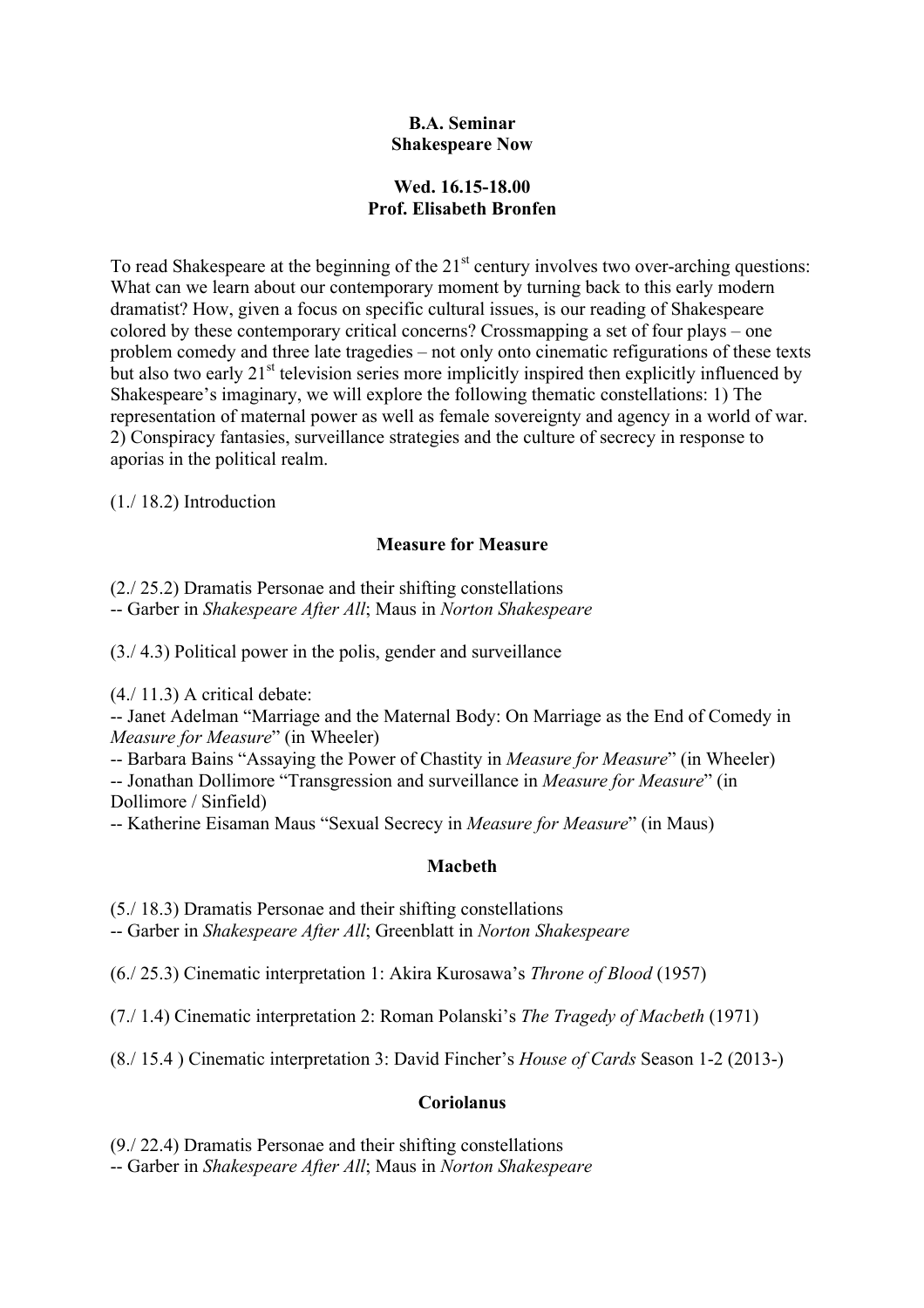**B.A. Seminar**
**Shakespeare Now**

**Wed. 16.15-18.00**
**Prof. Elisabeth Bronfen**

To read Shakespeare at the beginning of the 21st century involves two over-arching questions: What can we learn about our contemporary moment by turning back to this early modern dramatist? How, given a focus on specific cultural issues, is our reading of Shakespeare colored by these contemporary critical concerns? Crossmapping a set of four plays – one problem comedy and three late tragedies – not only onto cinematic refigurations of these texts but also two early 21st television series more implicitly inspired then explicitly influenced by Shakespeare's imaginary, we will explore the following thematic constellations: 1) The representation of maternal power as well as female sovereignty and agency in a world of war. 2) Conspiracy fantasies, surveillance strategies and the culture of secrecy in response to aporias in the political realm.

(1./ 18.2) Introduction

**Measure for Measure**

(2./ 25.2) Dramatis Personae and their shifting constellations
-- Garber in *Shakespeare After All*; Maus in *Norton Shakespeare*

(3./ 4.3) Political power in the polis, gender and surveillance

(4./ 11.3) A critical debate:
-- Janet Adelman "Marriage and the Maternal Body: On Marriage as the End of Comedy in *Measure for Measure*" (in Wheeler)
-- Barbara Bains "Assaying the Power of Chastity in *Measure for Measure*" (in Wheeler)
-- Jonathan Dollimore "Transgression and surveillance in *Measure for Measure*" (in Dollimore / Sinfield)
-- Katherine Eisaman Maus "Sexual Secrecy in *Measure for Measure*" (in Maus)

**Macbeth**

(5./ 18.3) Dramatis Personae and their shifting constellations
-- Garber in *Shakespeare After All*; Greenblatt in *Norton Shakespeare*

(6./ 25.3) Cinematic interpretation 1: Akira Kurosawa's *Throne of Blood* (1957)

(7./ 1.4) Cinematic interpretation 2: Roman Polanski's *The Tragedy of Macbeth* (1971)

(8./ 15.4 ) Cinematic interpretation 3: David Fincher's *House of Cards* Season 1-2 (2013-)

**Coriolanus**

(9./ 22.4) Dramatis Personae and their shifting constellations
-- Garber in *Shakespeare After All*; Maus in *Norton Shakespeare*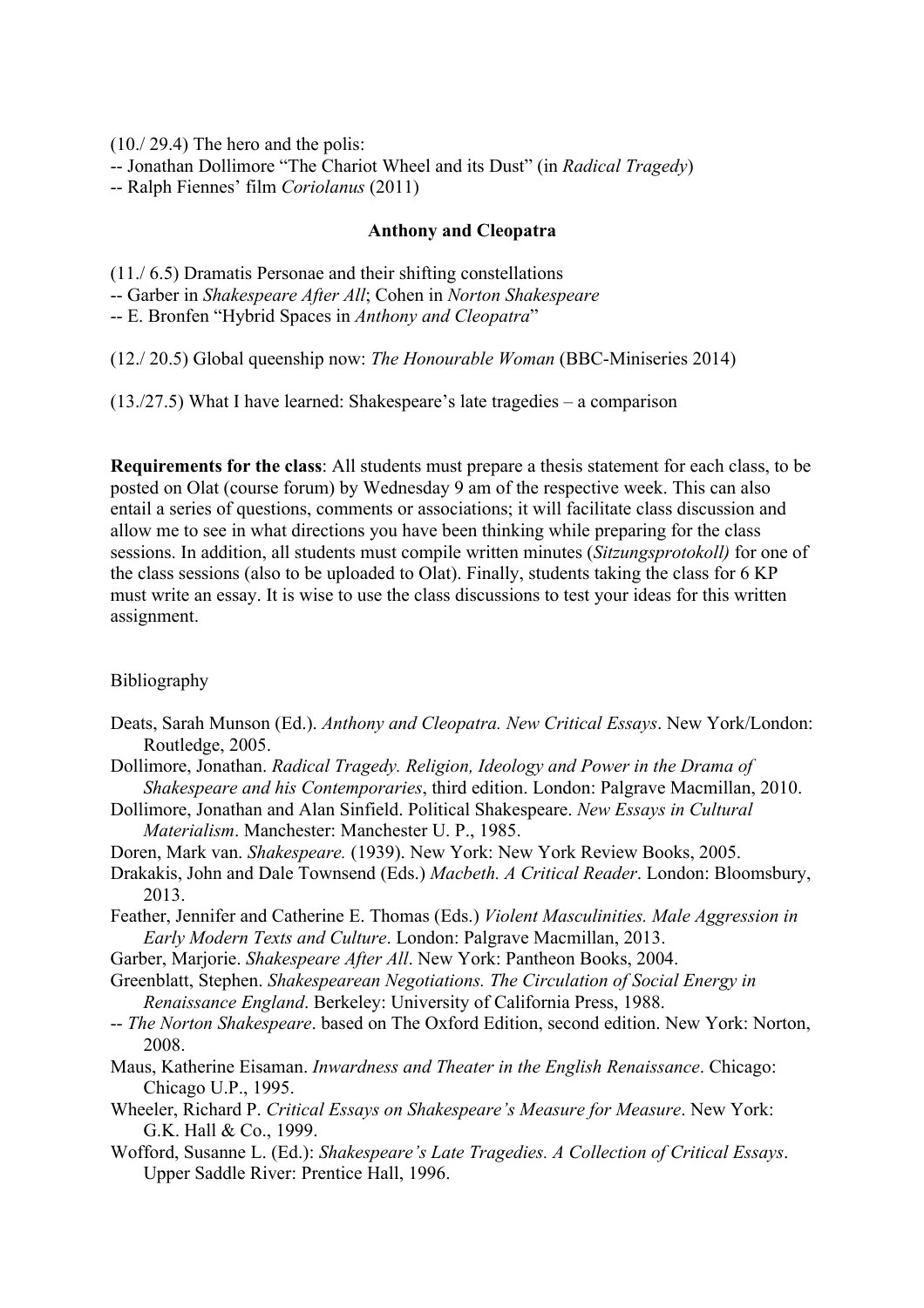(10./ 29.4) The hero and the polis:
-- Jonathan Dollimore "The Chariot Wheel and its Dust" (in *Radical Tragedy*)
-- Ralph Fiennes' film *Coriolanus* (2011)

**Anthony and Cleopatra**

(11./ 6.5) Dramatis Personae and their shifting constellations
-- Garber in *Shakespeare After All*; Cohen in *Norton Shakespeare*
-- E. Bronfen "Hybrid Spaces in *Anthony and Cleopatra*"

(12./ 20.5) Global queenship now: *The Honourable Woman* (BBC-Miniseries 2014)

(13./27.5) What I have learned: Shakespeare's late tragedies – a comparison

**Requirements for the class**: All students must prepare a thesis statement for each class, to be posted on Olat (course forum) by Wednesday 9 am of the respective week. This can also entail a series of questions, comments or associations; it will facilitate class discussion and allow me to see in what directions you have been thinking while preparing for the class sessions. In addition, all students must compile written minutes (*Sitzungsprotokoll)* for one of the class sessions (also to be uploaded to Olat). Finally, students taking the class for 6 KP must write an essay. It is wise to use the class discussions to test your ideas for this written assignment.

Bibliography

Deats, Sarah Munson (Ed.). *Anthony and Cleopatra. New Critical Essays*. New York/London: Routledge, 2005.

Dollimore, Jonathan. *Radical Tragedy. Religion, Ideology and Power in the Drama of Shakespeare and his Contemporaries*, third edition. London: Palgrave Macmillan, 2010.

Dollimore, Jonathan and Alan Sinfield. Political Shakespeare. *New Essays in Cultural Materialism*. Manchester: Manchester U. P., 1985.

Doren, Mark van. *Shakespeare.* (1939). New York: New York Review Books, 2005.

Drakakis, John and Dale Townsend (Eds.) *Macbeth. A Critical Reader*. London: Bloomsbury, 2013.

Feather, Jennifer and Catherine E. Thomas (Eds.) *Violent Masculinities. Male Aggression in Early Modern Texts and Culture*. London: Palgrave Macmillan, 2013.

Garber, Marjorie. *Shakespeare After All*. New York: Pantheon Books, 2004.

Greenblatt, Stephen. *Shakespearean Negotiations. The Circulation of Social Energy in Renaissance England*. Berkeley: University of California Press, 1988.

-- *The Norton Shakespeare*. based on The Oxford Edition, second edition. New York: Norton, 2008.

Maus, Katherine Eisaman. *Inwardness and Theater in the English Renaissance*. Chicago: Chicago U.P., 1995.

Wheeler, Richard P. *Critical Essays on Shakespeare's Measure for Measure*. New York: G.K. Hall & Co., 1999.

Wofford, Susanne L. (Ed.): *Shakespeare's Late Tragedies. A Collection of Critical Essays*. Upper Saddle River: Prentice Hall, 1996.